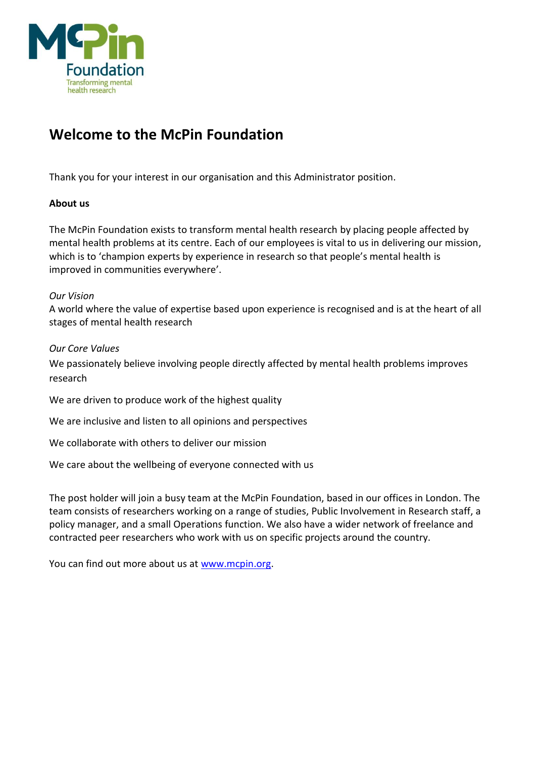# Welcome to the McPin Foundation

Thank you for your interest in our organisation and this Administrator position.

**About us**

The McPin Foundation exists to transform mental health research by placing people affected by mental health problems at its centre. Each of our employees is vital to us in delivering our mission, which is to 'champion experts by experience in research so that people's mental health is improved in communities everywhere'.

*Our Vision*

A world where the value of expertise based upon experience is recognised and is at the heart of all stages of mental health research

*Our Core Values*

We passionately believe involving people directly affected by mental health problems improves research

We are driven to produce work of the highest quality

We are inclusive and listen to all opinions and perspectives

We collaborate with others to deliver our mission

We care about the wellbeing of everyone connected with us

The post holder will join a busy team at the McPin Foundation, based in our offices in London. The team consists of researchers working on a range of studies, Public Involvement in Research staff, a policy manager, and a small Operations function. We also have a wider network of freelance and contracted peer researchers who work with us on specific projects around the country.

You can find out more about us at [www.mcpin.org](http://www.mcpin.org).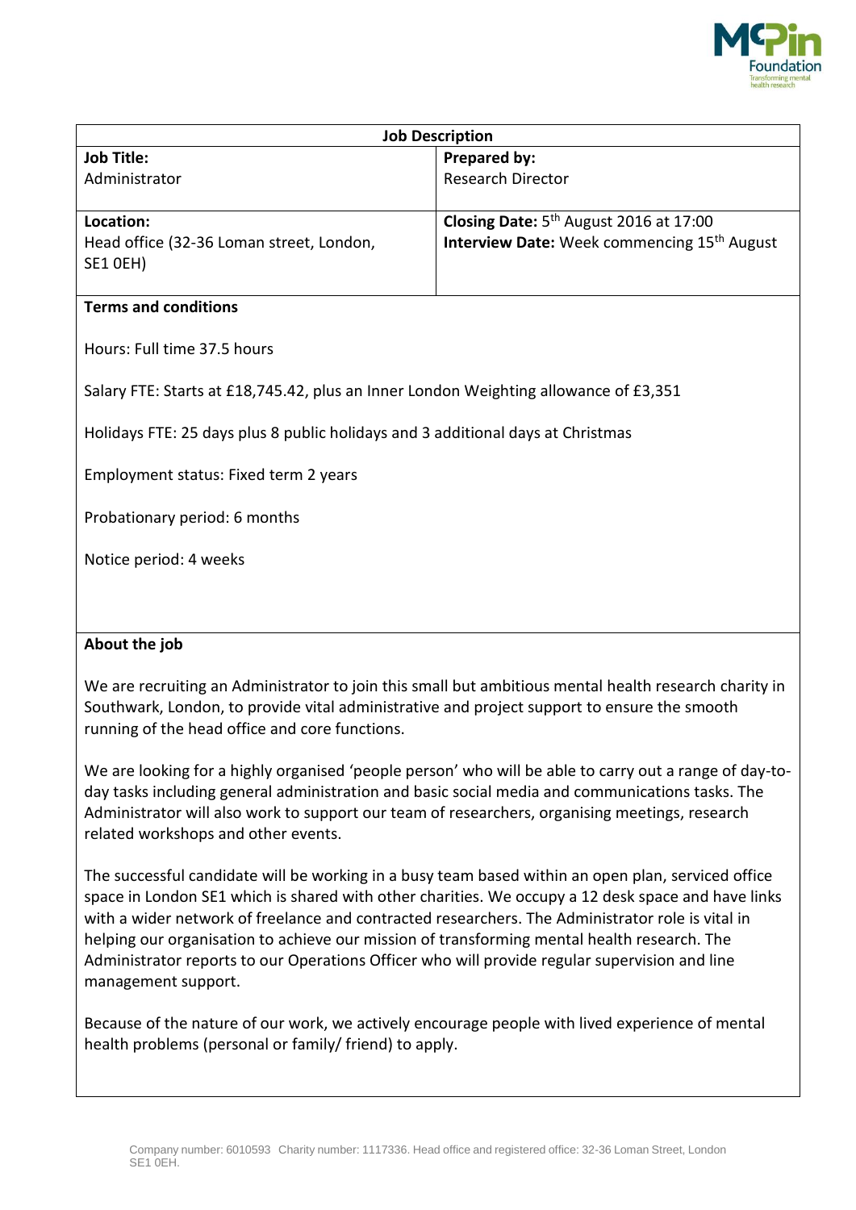| Job Description | |
|---|---|
| **Job Title:**<br>Administrator | **Prepared by:**<br>Research Director |
| **Location:**<br>Head office (32-36 Loman street, London, SE1 0EH) | **Closing Date:** 5th August 2016 at 17:00<br>**Interview Date:** Week commencing 15th August |

**Terms and conditions**

Hours: Full time 37.5 hours

Salary FTE: Starts at £18,745.42, plus an Inner London Weighting allowance of £3,351

Holidays FTE: 25 days plus 8 public holidays and 3 additional days at Christmas

Employment status: Fixed term 2 years

Probationary period: 6 months

Notice period: 4 weeks

**About the job**

We are recruiting an Administrator to join this small but ambitious mental health research charity in Southwark, London, to provide vital administrative and project support to ensure the smooth running of the head office and core functions.

We are looking for a highly organised 'people person' who will be able to carry out a range of day-to-day tasks including general administration and basic social media and communications tasks. The Administrator will also work to support our team of researchers, organising meetings, research related workshops and other events.

The successful candidate will be working in a busy team based within an open plan, serviced office space in London SE1 which is shared with other charities. We occupy a 12 desk space and have links with a wider network of freelance and contracted researchers. The Administrator role is vital in helping our organisation to achieve our mission of transforming mental health research. The Administrator reports to our Operations Officer who will provide regular supervision and line management support.

Because of the nature of our work, we actively encourage people with lived experience of mental health problems (personal or family/ friend) to apply.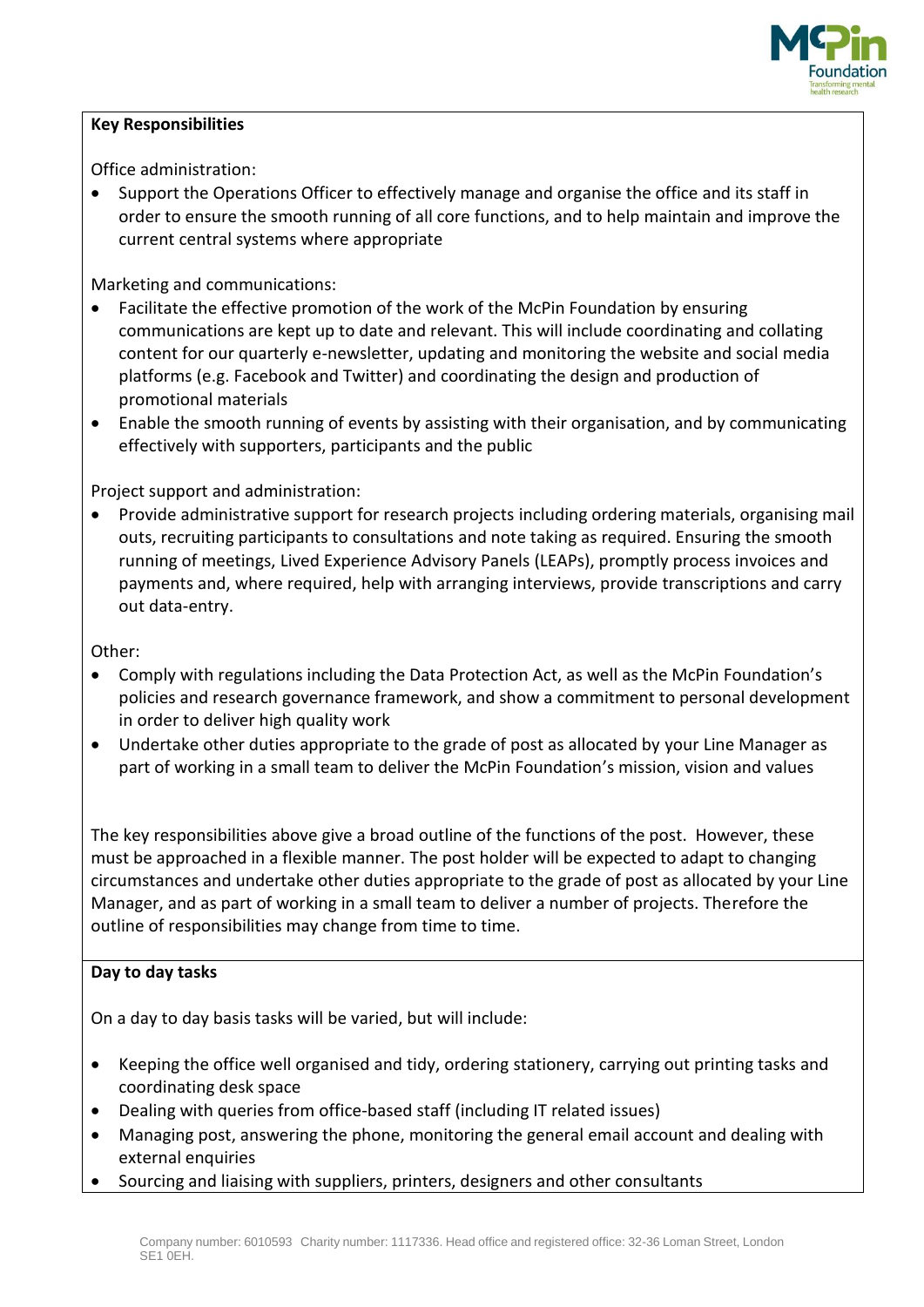**Key Responsibilities**

Office administration:

- Support the Operations Officer to effectively manage and organise the office and its staff in order to ensure the smooth running of all core functions, and to help maintain and improve the current central systems where appropriate

Marketing and communications:

- Facilitate the effective promotion of the work of the McPin Foundation by ensuring communications are kept up to date and relevant. This will include coordinating and collating content for our quarterly e-newsletter, updating and monitoring the website and social media platforms (e.g. Facebook and Twitter) and coordinating the design and production of promotional materials
- Enable the smooth running of events by assisting with their organisation, and by communicating effectively with supporters, participants and the public

Project support and administration:

- Provide administrative support for research projects including ordering materials, organising mail outs, recruiting participants to consultations and note taking as required. Ensuring the smooth running of meetings, Lived Experience Advisory Panels (LEAPs), promptly process invoices and payments and, where required, help with arranging interviews, provide transcriptions and carry out data-entry.

Other:

- Comply with regulations including the Data Protection Act, as well as the McPin Foundation's policies and research governance framework, and show a commitment to personal development in order to deliver high quality work
- Undertake other duties appropriate to the grade of post as allocated by your Line Manager as part of working in a small team to deliver the McPin Foundation's mission, vision and values

The key responsibilities above give a broad outline of the functions of the post. However, these must be approached in a flexible manner. The post holder will be expected to adapt to changing circumstances and undertake other duties appropriate to the grade of post as allocated by your Line Manager, and as part of working in a small team to deliver a number of projects. Therefore the outline of responsibilities may change from time to time.

**Day to day tasks**

On a day to day basis tasks will be varied, but will include:

- Keeping the office well organised and tidy, ordering stationery, carrying out printing tasks and coordinating desk space
- Dealing with queries from office-based staff (including IT related issues)
- Managing post, answering the phone, monitoring the general email account and dealing with external enquiries
- Sourcing and liaising with suppliers, printers, designers and other consultants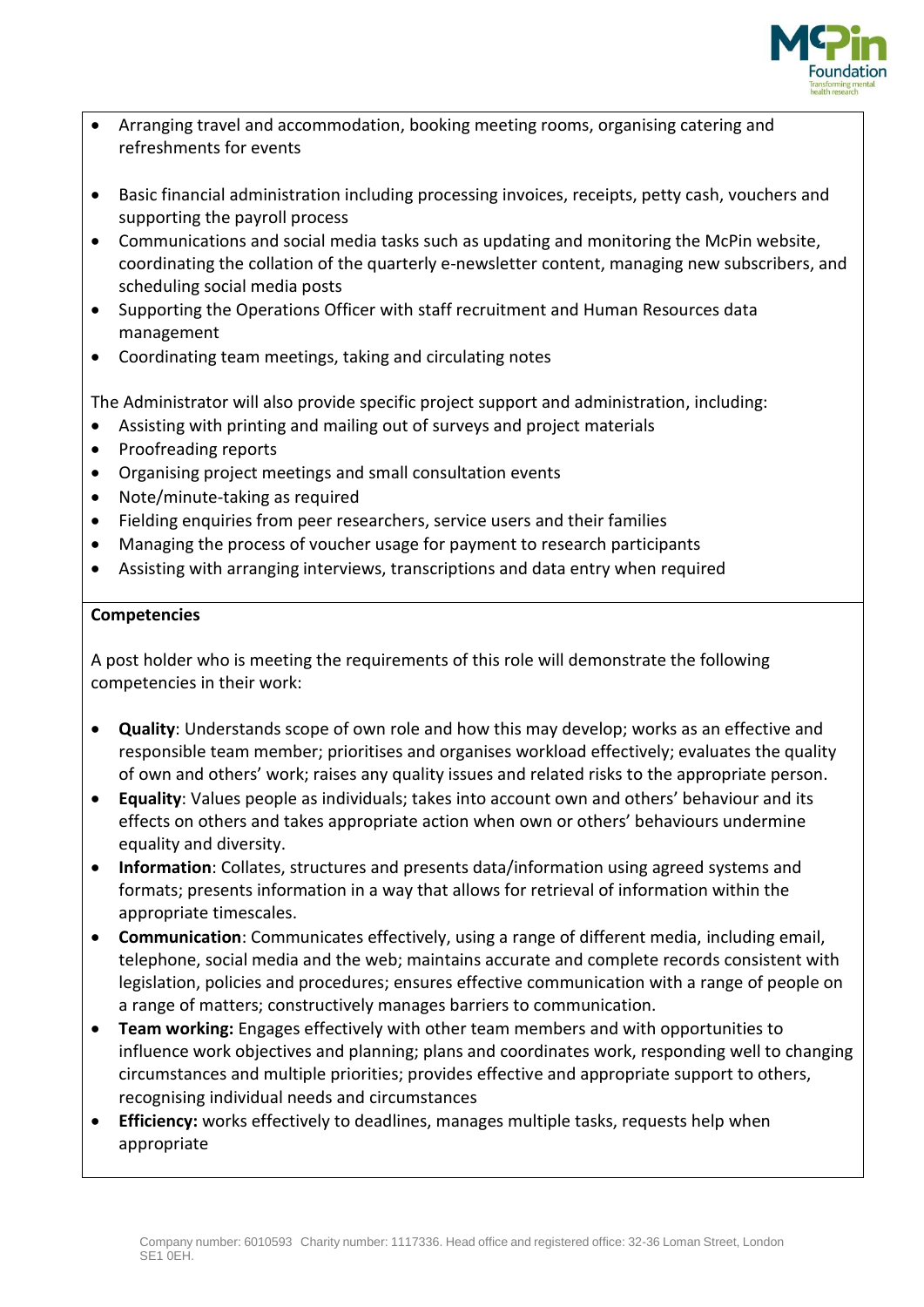- Arranging travel and accommodation, booking meeting rooms, organising catering and refreshments for events
- Basic financial administration including processing invoices, receipts, petty cash, vouchers and supporting the payroll process
- Communications and social media tasks such as updating and monitoring the McPin website, coordinating the collation of the quarterly e-newsletter content, managing new subscribers, and scheduling social media posts
- Supporting the Operations Officer with staff recruitment and Human Resources data management
- Coordinating team meetings, taking and circulating notes

The Administrator will also provide specific project support and administration, including:

- Assisting with printing and mailing out of surveys and project materials
- Proofreading reports
- Organising project meetings and small consultation events
- Note/minute-taking as required
- Fielding enquiries from peer researchers, service users and their families
- Managing the process of voucher usage for payment to research participants
- Assisting with arranging interviews, transcriptions and data entry when required

**Competencies**

A post holder who is meeting the requirements of this role will demonstrate the following competencies in their work:

- **Quality**: Understands scope of own role and how this may develop; works as an effective and responsible team member; prioritises and organises workload effectively; evaluates the quality of own and others' work; raises any quality issues and related risks to the appropriate person.
- **Equality**: Values people as individuals; takes into account own and others' behaviour and its effects on others and takes appropriate action when own or others' behaviours undermine equality and diversity.
- **Information**: Collates, structures and presents data/information using agreed systems and formats; presents information in a way that allows for retrieval of information within the appropriate timescales.
- **Communication**: Communicates effectively, using a range of different media, including email, telephone, social media and the web; maintains accurate and complete records consistent with legislation, policies and procedures; ensures effective communication with a range of people on a range of matters; constructively manages barriers to communication.
- **Team working:** Engages effectively with other team members and with opportunities to influence work objectives and planning; plans and coordinates work, responding well to changing circumstances and multiple priorities; provides effective and appropriate support to others, recognising individual needs and circumstances
- **Efficiency:** works effectively to deadlines, manages multiple tasks, requests help when appropriate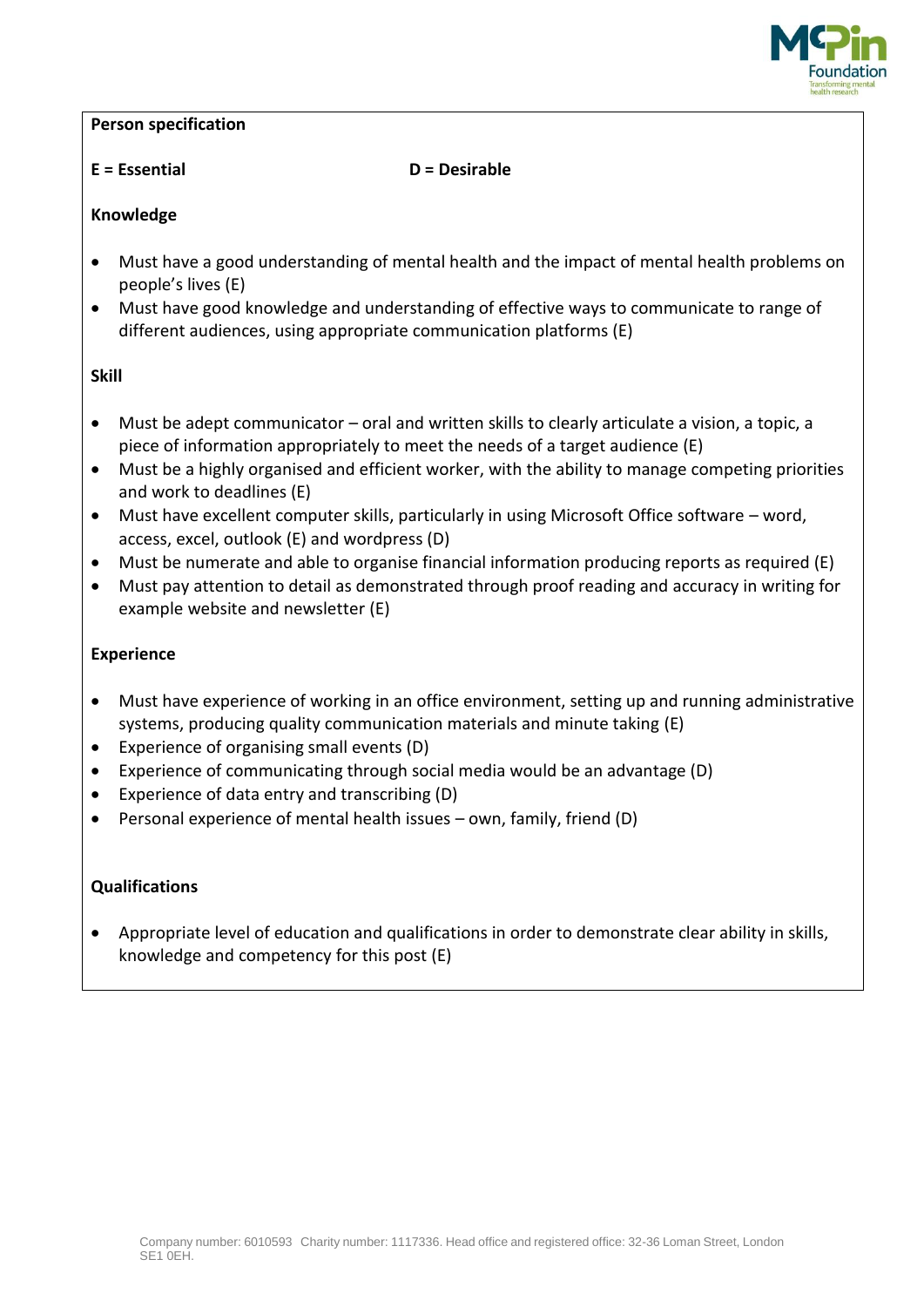**Person specification**

**E = Essential** **D = Desirable**

**Knowledge**

- Must have a good understanding of mental health and the impact of mental health problems on people's lives (E)
- Must have good knowledge and understanding of effective ways to communicate to range of different audiences, using appropriate communication platforms (E)

**Skill**

- Must be adept communicator – oral and written skills to clearly articulate a vision, a topic, a piece of information appropriately to meet the needs of a target audience (E)
- Must be a highly organised and efficient worker, with the ability to manage competing priorities and work to deadlines (E)
- Must have excellent computer skills, particularly in using Microsoft Office software – word, access, excel, outlook (E) and wordpress (D)
- Must be numerate and able to organise financial information producing reports as required (E)
- Must pay attention to detail as demonstrated through proof reading and accuracy in writing for example website and newsletter (E)

**Experience**

- Must have experience of working in an office environment, setting up and running administrative systems, producing quality communication materials and minute taking (E)
- Experience of organising small events (D)
- Experience of communicating through social media would be an advantage (D)
- Experience of data entry and transcribing (D)
- Personal experience of mental health issues – own, family, friend (D)

**Qualifications**

- Appropriate level of education and qualifications in order to demonstrate clear ability in skills, knowledge and competency for this post (E)

Company number: 6010593 Charity number: 1117336. Head office and registered office: 32-36 Loman Street, London SE1 0EH.